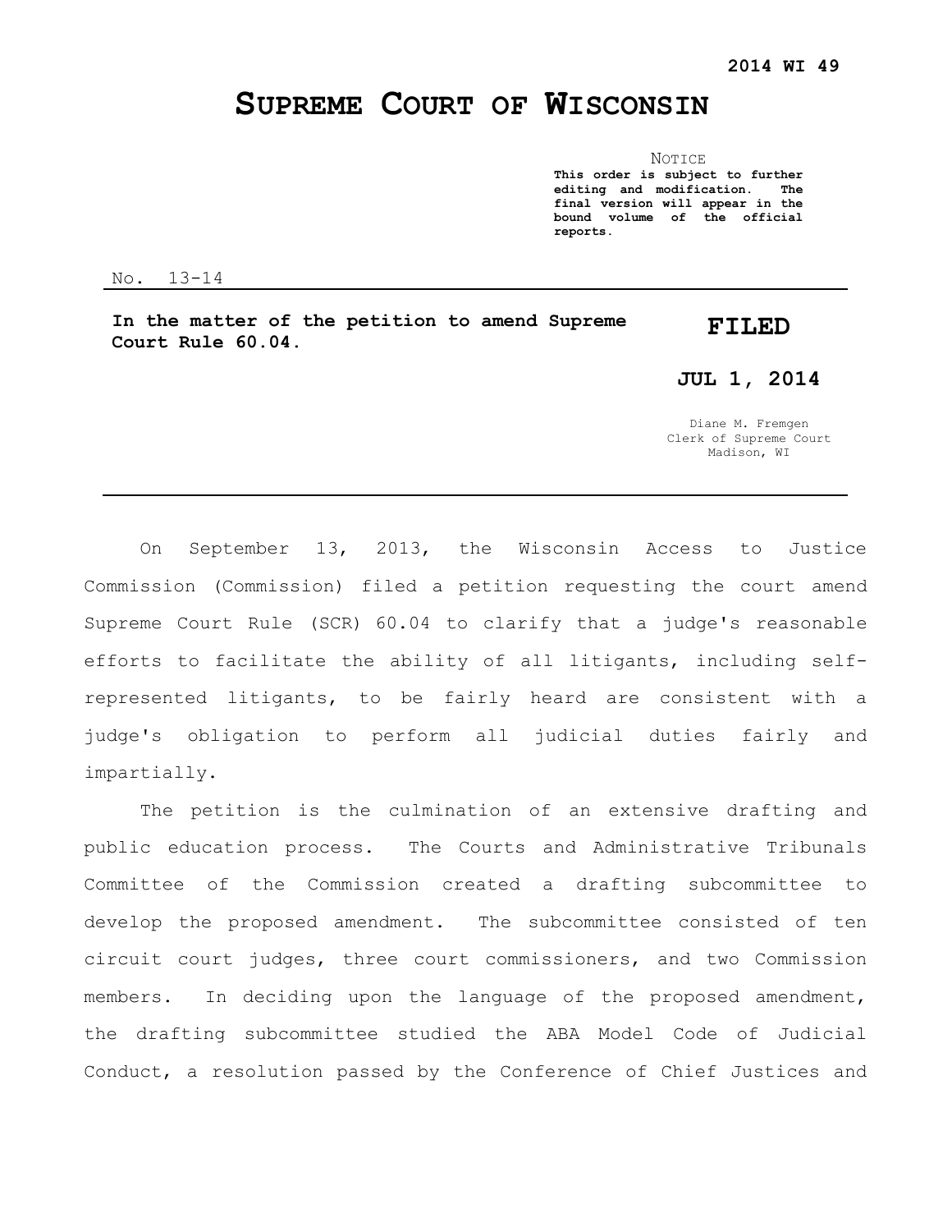**2014 WI 49**

# SUPREME COURT OF WISCONSIN

NOTICE

**This order is subject to further editing and modification. The final version will appear in the bound volume of the official reports.**

No. 13-14

**In the matter of the petition to amend Supreme Court Rule 60.04.**

**FILED**

**JUL 1, 2014**

Diane M. Fremgen
Clerk of Supreme Court
Madison, WI

---

On September 13, 2013, the Wisconsin Access to Justice Commission (Commission) filed a petition requesting the court amend Supreme Court Rule (SCR) 60.04 to clarify that a judge's reasonable efforts to facilitate the ability of all litigants, including self-represented litigants, to be fairly heard are consistent with a judge's obligation to perform all judicial duties fairly and impartially.

The petition is the culmination of an extensive drafting and public education process. The Courts and Administrative Tribunals Committee of the Commission created a drafting subcommittee to develop the proposed amendment. The subcommittee consisted of ten circuit court judges, three court commissioners, and two Commission members. In deciding upon the language of the proposed amendment, the drafting subcommittee studied the ABA Model Code of Judicial Conduct, a resolution passed by the Conference of Chief Justices and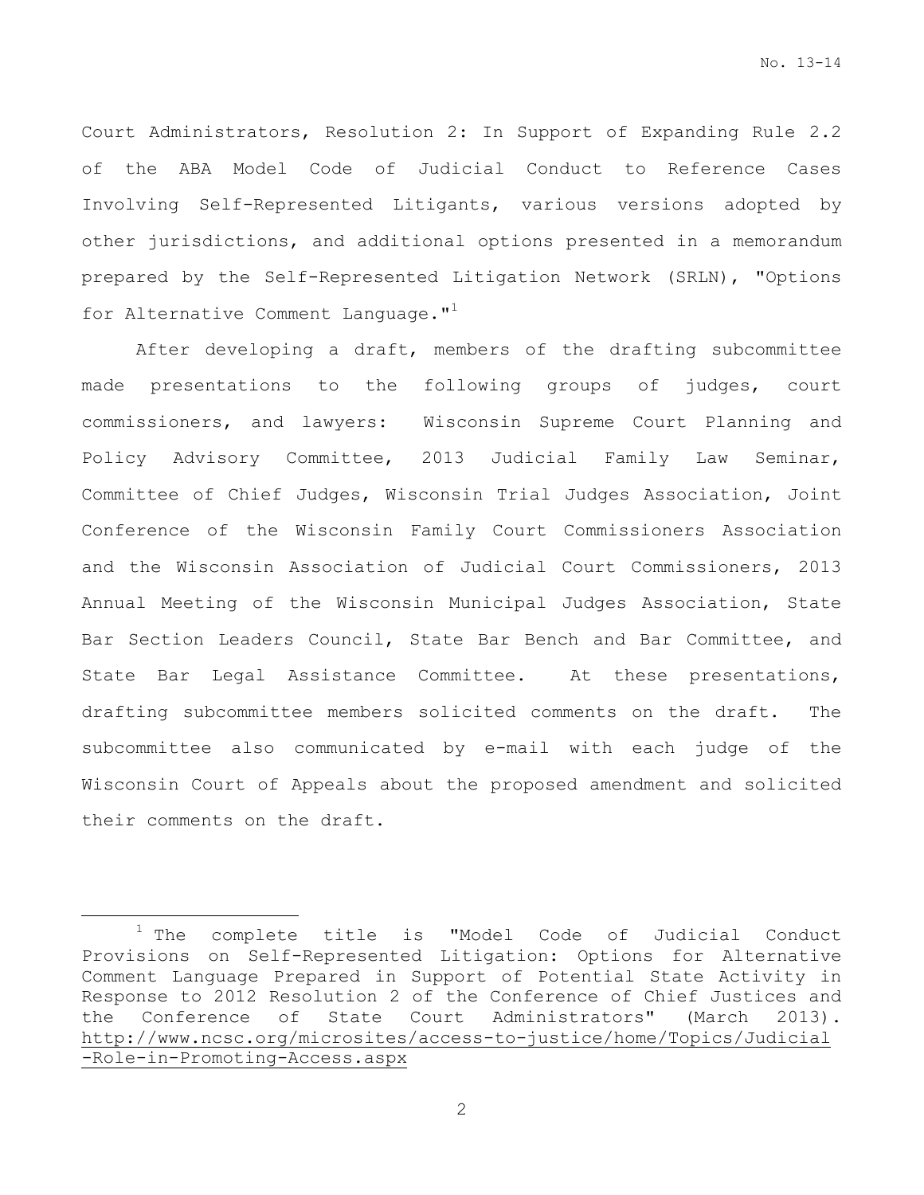Court Administrators, Resolution 2: In Support of Expanding Rule 2.2 of the ABA Model Code of Judicial Conduct to Reference Cases Involving Self-Represented Litigants, various versions adopted by other jurisdictions, and additional options presented in a memorandum prepared by the Self-Represented Litigation Network (SRLN), "Options for Alternative Comment Language."[1]

After developing a draft, members of the drafting subcommittee made presentations to the following groups of judges, court commissioners, and lawyers: Wisconsin Supreme Court Planning and Policy Advisory Committee, 2013 Judicial Family Law Seminar, Committee of Chief Judges, Wisconsin Trial Judges Association, Joint Conference of the Wisconsin Family Court Commissioners Association and the Wisconsin Association of Judicial Court Commissioners, 2013 Annual Meeting of the Wisconsin Municipal Judges Association, State Bar Section Leaders Council, State Bar Bench and Bar Committee, and State Bar Legal Assistance Committee. At these presentations, drafting subcommittee members solicited comments on the draft. The subcommittee also communicated by e-mail with each judge of the Wisconsin Court of Appeals about the proposed amendment and solicited their comments on the draft.

---

[1] The complete title is "Model Code of Judicial Conduct Provisions on Self-Represented Litigation: Options for Alternative Comment Language Prepared in Support of Potential State Activity in Response to 2012 Resolution 2 of the Conference of Chief Justices and the Conference of State Court Administrators" (March 2013). http://www.ncsc.org/microsites/access-to-justice/home/Topics/Judicial-Role-in-Promoting-Access.aspx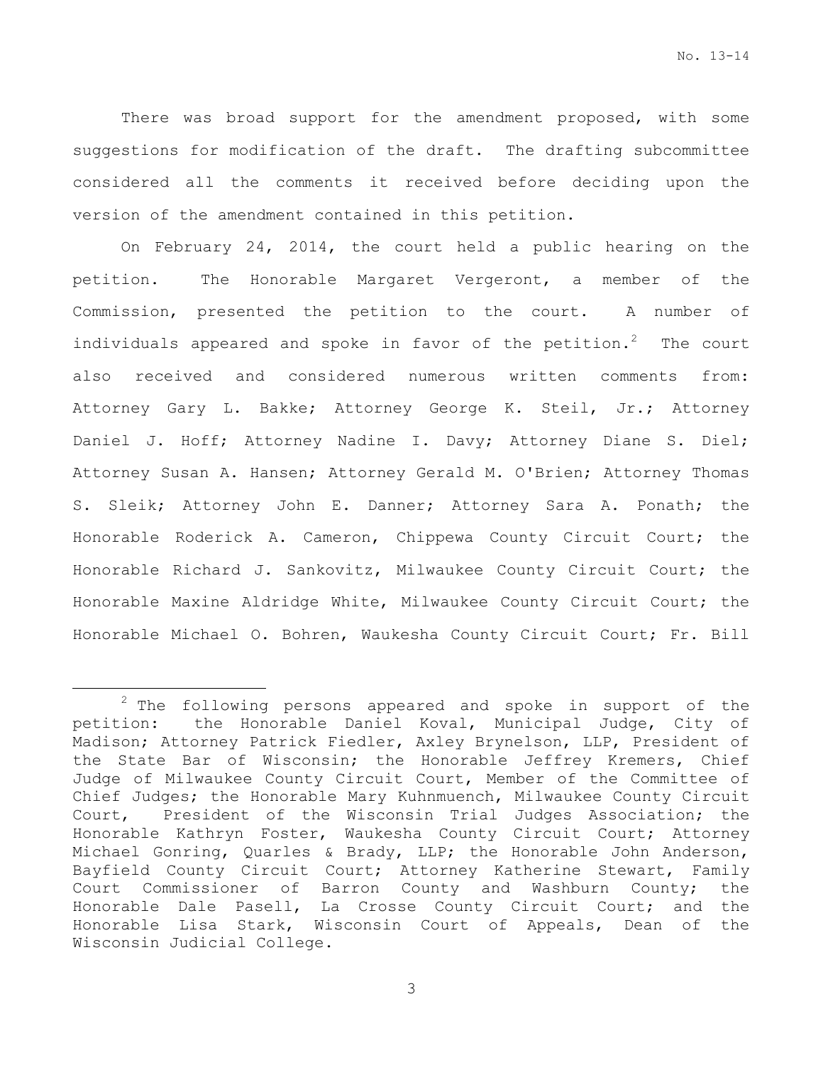There was broad support for the amendment proposed, with some suggestions for modification of the draft. The drafting subcommittee considered all the comments it received before deciding upon the version of the amendment contained in this petition.

On February 24, 2014, the court held a public hearing on the petition. The Honorable Margaret Vergeront, a member of the Commission, presented the petition to the court. A number of individuals appeared and spoke in favor of the petition.[2] The court also received and considered numerous written comments from: Attorney Gary L. Bakke; Attorney George K. Steil, Jr.; Attorney Daniel J. Hoff; Attorney Nadine I. Davy; Attorney Diane S. Diel; Attorney Susan A. Hansen; Attorney Gerald M. O'Brien; Attorney Thomas S. Sleik; Attorney John E. Danner; Attorney Sara A. Ponath; the Honorable Roderick A. Cameron, Chippewa County Circuit Court; the Honorable Richard J. Sankovitz, Milwaukee County Circuit Court; the Honorable Maxine Aldridge White, Milwaukee County Circuit Court; the Honorable Michael O. Bohren, Waukesha County Circuit Court; Fr. Bill

---

[2] The following persons appeared and spoke in support of the petition: the Honorable Daniel Koval, Municipal Judge, City of Madison; Attorney Patrick Fiedler, Axley Brynelson, LLP, President of the State Bar of Wisconsin; the Honorable Jeffrey Kremers, Chief Judge of Milwaukee County Circuit Court, Member of the Committee of Chief Judges; the Honorable Mary Kuhnmuench, Milwaukee County Circuit Court, President of the Wisconsin Trial Judges Association; the Honorable Kathryn Foster, Waukesha County Circuit Court; Attorney Michael Gonring, Quarles & Brady, LLP; the Honorable John Anderson, Bayfield County Circuit Court; Attorney Katherine Stewart, Family Court Commissioner of Barron County and Washburn County; the Honorable Dale Pasell, La Crosse County Circuit Court; and the Honorable Lisa Stark, Wisconsin Court of Appeals, Dean of the Wisconsin Judicial College.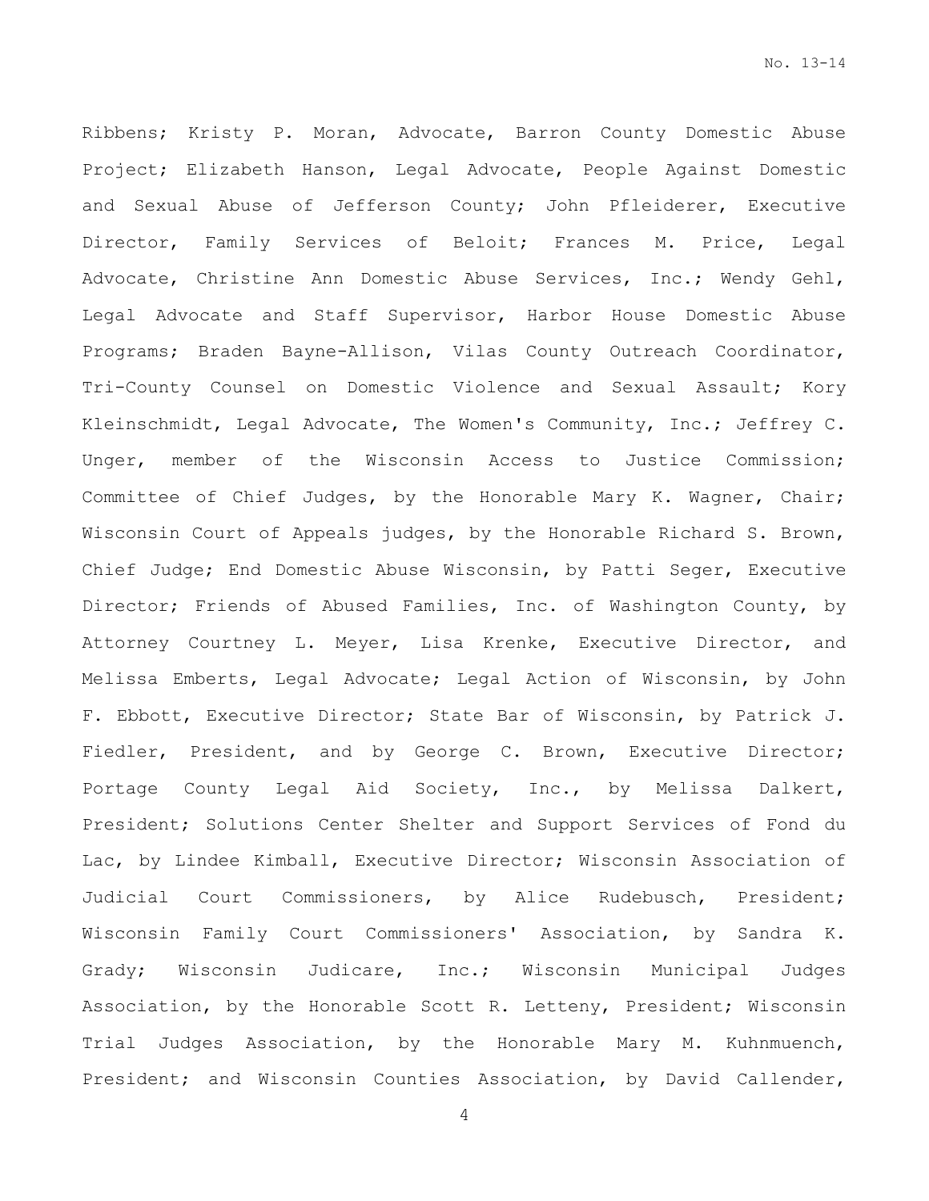Ribbens; Kristy P. Moran, Advocate, Barron County Domestic Abuse Project; Elizabeth Hanson, Legal Advocate, People Against Domestic and Sexual Abuse of Jefferson County; John Pfleiderer, Executive Director, Family Services of Beloit; Frances M. Price, Legal Advocate, Christine Ann Domestic Abuse Services, Inc.; Wendy Gehl, Legal Advocate and Staff Supervisor, Harbor House Domestic Abuse Programs; Braden Bayne-Allison, Vilas County Outreach Coordinator, Tri-County Counsel on Domestic Violence and Sexual Assault; Kory Kleinschmidt, Legal Advocate, The Women's Community, Inc.; Jeffrey C. Unger, member of the Wisconsin Access to Justice Commission; Committee of Chief Judges, by the Honorable Mary K. Wagner, Chair; Wisconsin Court of Appeals judges, by the Honorable Richard S. Brown, Chief Judge; End Domestic Abuse Wisconsin, by Patti Seger, Executive Director; Friends of Abused Families, Inc. of Washington County, by Attorney Courtney L. Meyer, Lisa Krenke, Executive Director, and Melissa Emberts, Legal Advocate; Legal Action of Wisconsin, by John F. Ebbott, Executive Director; State Bar of Wisconsin, by Patrick J. Fiedler, President, and by George C. Brown, Executive Director; Portage County Legal Aid Society, Inc., by Melissa Dalkert, President; Solutions Center Shelter and Support Services of Fond du Lac, by Lindee Kimball, Executive Director; Wisconsin Association of Judicial Court Commissioners, by Alice Rudebusch, President; Wisconsin Family Court Commissioners' Association, by Sandra K. Grady; Wisconsin Judicare, Inc.; Wisconsin Municipal Judges Association, by the Honorable Scott R. Letteny, President; Wisconsin Trial Judges Association, by the Honorable Mary M. Kuhnmuench, President; and Wisconsin Counties Association, by David Callender,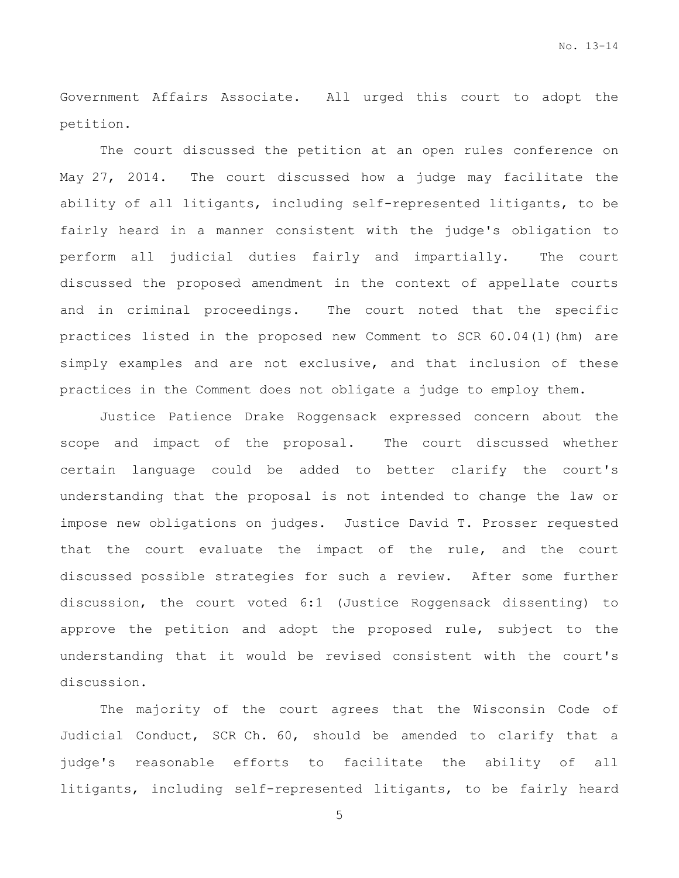Government Affairs Associate. All urged this court to adopt the petition.

The court discussed the petition at an open rules conference on May 27, 2014. The court discussed how a judge may facilitate the ability of all litigants, including self-represented litigants, to be fairly heard in a manner consistent with the judge's obligation to perform all judicial duties fairly and impartially. The court discussed the proposed amendment in the context of appellate courts and in criminal proceedings. The court noted that the specific practices listed in the proposed new Comment to SCR 60.04(1)(hm) are simply examples and are not exclusive, and that inclusion of these practices in the Comment does not obligate a judge to employ them.

Justice Patience Drake Roggensack expressed concern about the scope and impact of the proposal. The court discussed whether certain language could be added to better clarify the court's understanding that the proposal is not intended to change the law or impose new obligations on judges. Justice David T. Prosser requested that the court evaluate the impact of the rule, and the court discussed possible strategies for such a review. After some further discussion, the court voted 6:1 (Justice Roggensack dissenting) to approve the petition and adopt the proposed rule, subject to the understanding that it would be revised consistent with the court's discussion.

The majority of the court agrees that the Wisconsin Code of Judicial Conduct, SCR Ch. 60, should be amended to clarify that a judge's reasonable efforts to facilitate the ability of all litigants, including self-represented litigants, to be fairly heard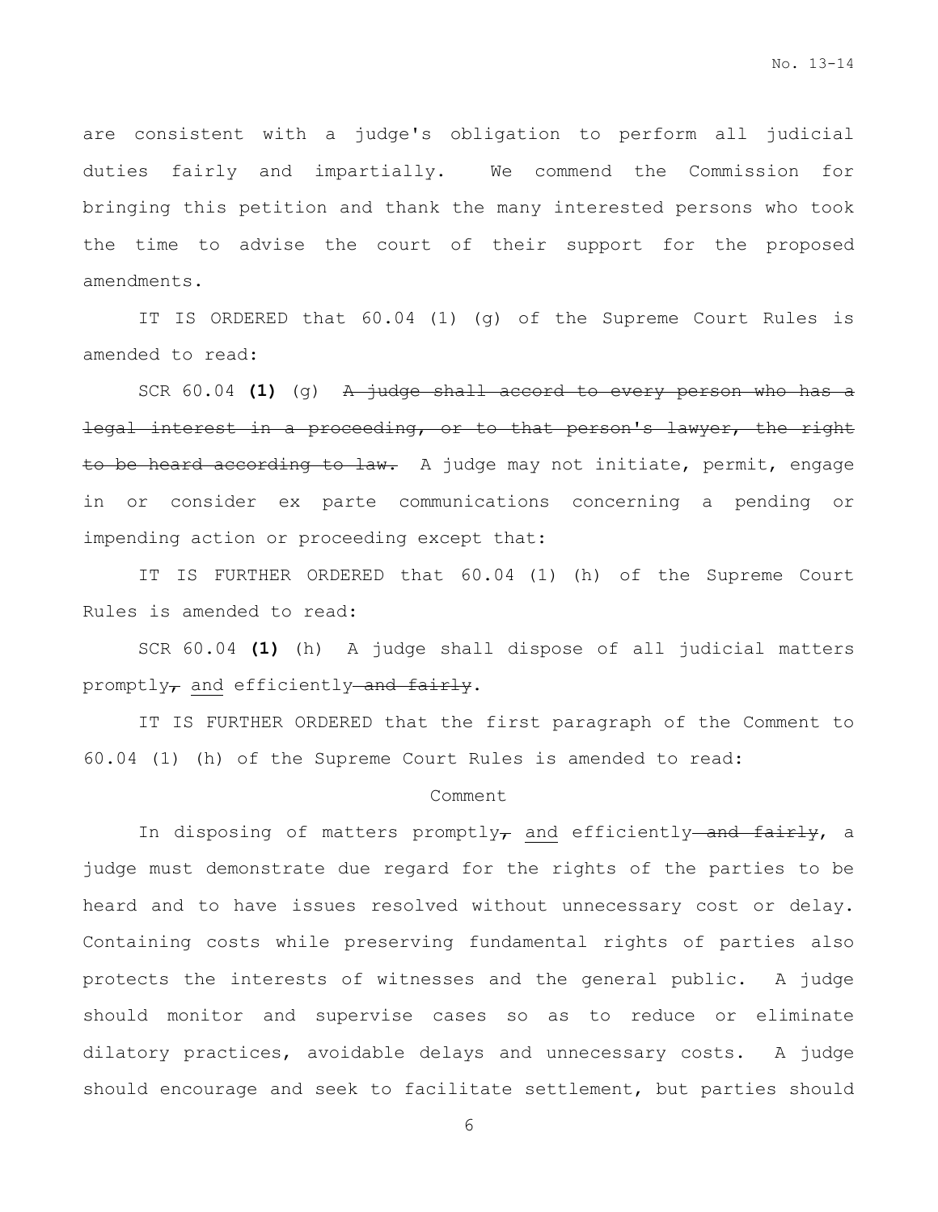are consistent with a judge's obligation to perform all judicial duties fairly and impartially. We commend the Commission for bringing this petition and thank the many interested persons who took the time to advise the court of their support for the proposed amendments.

IT IS ORDERED that 60.04 (1) (g) of the Supreme Court Rules is amended to read:

SCR 60.04 **(1)** (g) ~~A judge shall accord to every person who has a legal interest in a proceeding, or to that person's lawyer, the right to be heard according to law.~~ A judge may not initiate, permit, engage in or consider ex parte communications concerning a pending or impending action or proceeding except that:

IT IS FURTHER ORDERED that 60.04 (1) (h) of the Supreme Court Rules is amended to read:

SCR 60.04 **(1)** (h) A judge shall dispose of all judicial matters promptly~~,~~ <u>and</u> efficiently~~ and fairly~~.

IT IS FURTHER ORDERED that the first paragraph of the Comment to 60.04 (1) (h) of the Supreme Court Rules is amended to read:

Comment

In disposing of matters promptly~~,~~ <u>and</u> efficiently~~ and fairly~~, a judge must demonstrate due regard for the rights of the parties to be heard and to have issues resolved without unnecessary cost or delay. Containing costs while preserving fundamental rights of parties also protects the interests of witnesses and the general public. A judge should monitor and supervise cases so as to reduce or eliminate dilatory practices, avoidable delays and unnecessary costs. A judge should encourage and seek to facilitate settlement, but parties should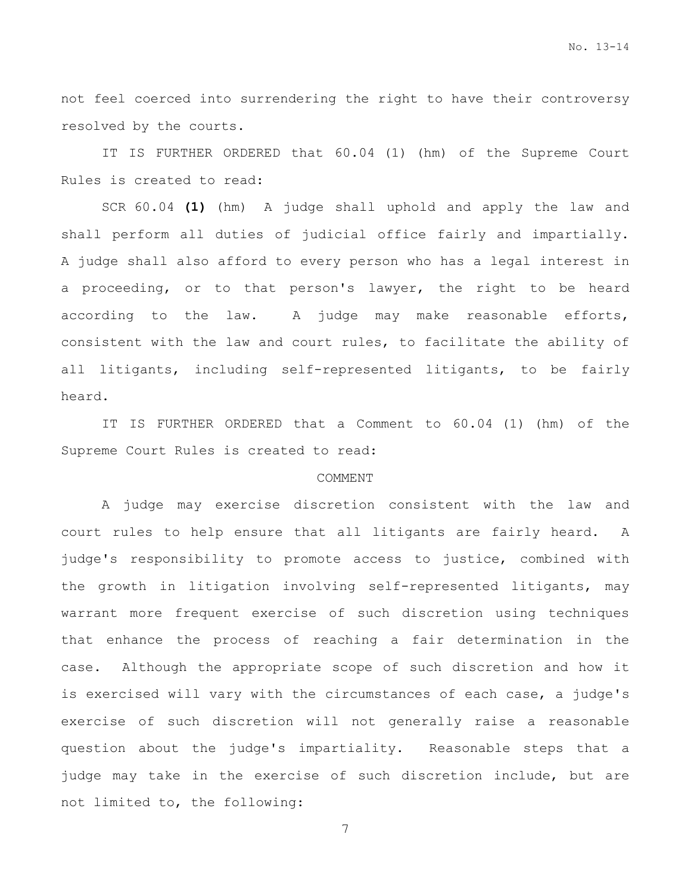not feel coerced into surrendering the right to have their controversy resolved by the courts.

IT IS FURTHER ORDERED that 60.04 (1) (hm) of the Supreme Court Rules is created to read:

SCR 60.04 **(1)** (hm) A judge shall uphold and apply the law and shall perform all duties of judicial office fairly and impartially. A judge shall also afford to every person who has a legal interest in a proceeding, or to that person's lawyer, the right to be heard according to the law. A judge may make reasonable efforts, consistent with the law and court rules, to facilitate the ability of all litigants, including self-represented litigants, to be fairly heard.

IT IS FURTHER ORDERED that a Comment to 60.04 (1) (hm) of the Supreme Court Rules is created to read:

COMMENT

A judge may exercise discretion consistent with the law and court rules to help ensure that all litigants are fairly heard. A judge's responsibility to promote access to justice, combined with the growth in litigation involving self-represented litigants, may warrant more frequent exercise of such discretion using techniques that enhance the process of reaching a fair determination in the case. Although the appropriate scope of such discretion and how it is exercised will vary with the circumstances of each case, a judge's exercise of such discretion will not generally raise a reasonable question about the judge's impartiality. Reasonable steps that a judge may take in the exercise of such discretion include, but are not limited to, the following: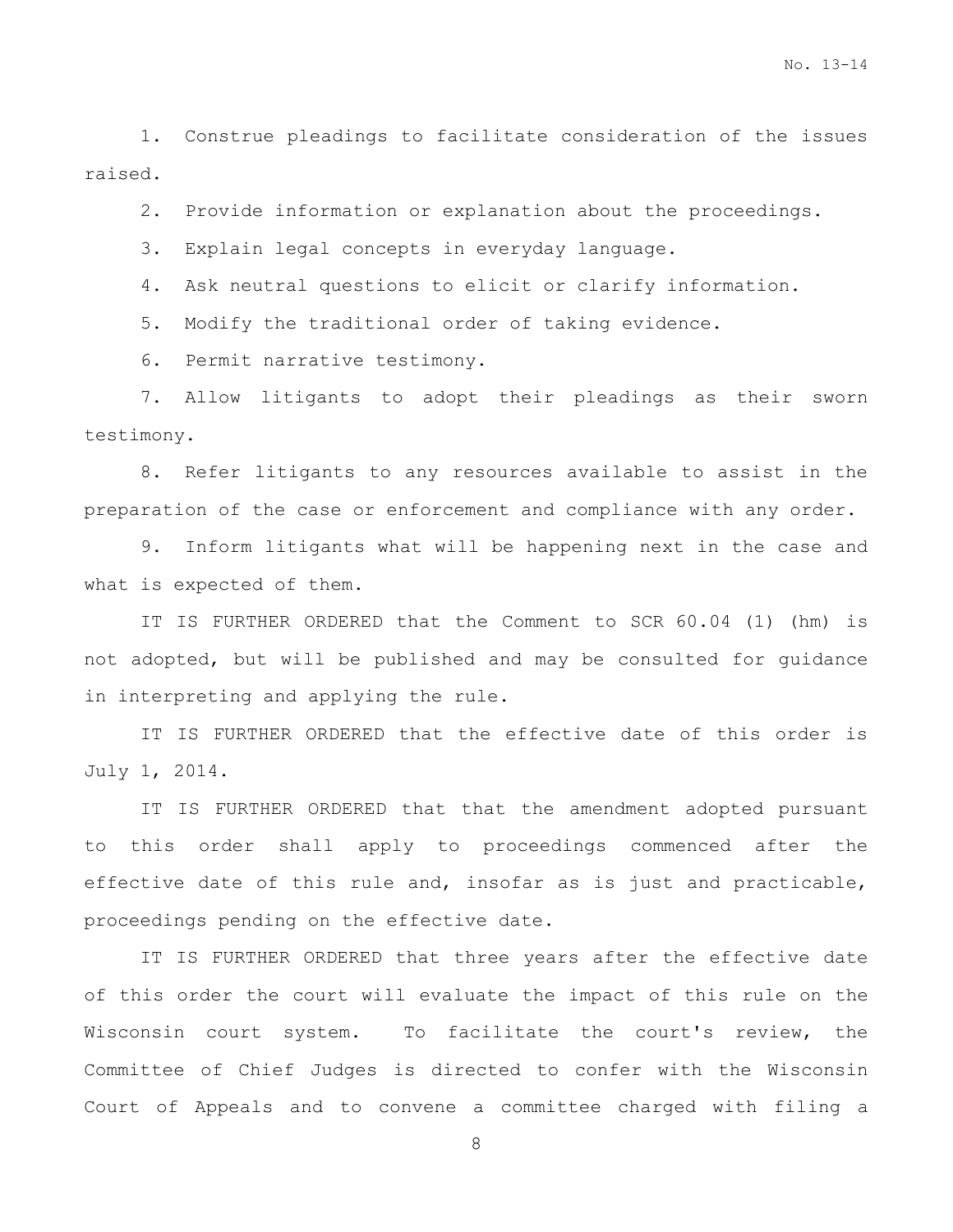1. Construe pleadings to facilitate consideration of the issues raised.

2. Provide information or explanation about the proceedings.

3. Explain legal concepts in everyday language.

4. Ask neutral questions to elicit or clarify information.

5. Modify the traditional order of taking evidence.

6. Permit narrative testimony.

7. Allow litigants to adopt their pleadings as their sworn testimony.

8. Refer litigants to any resources available to assist in the preparation of the case or enforcement and compliance with any order.

9. Inform litigants what will be happening next in the case and what is expected of them.

IT IS FURTHER ORDERED that the Comment to SCR 60.04 (1) (hm) is not adopted, but will be published and may be consulted for guidance in interpreting and applying the rule.

IT IS FURTHER ORDERED that the effective date of this order is July 1, 2014.

IT IS FURTHER ORDERED that that the amendment adopted pursuant to this order shall apply to proceedings commenced after the effective date of this rule and, insofar as is just and practicable, proceedings pending on the effective date.

IT IS FURTHER ORDERED that three years after the effective date of this order the court will evaluate the impact of this rule on the Wisconsin court system. To facilitate the court's review, the Committee of Chief Judges is directed to confer with the Wisconsin Court of Appeals and to convene a committee charged with filing a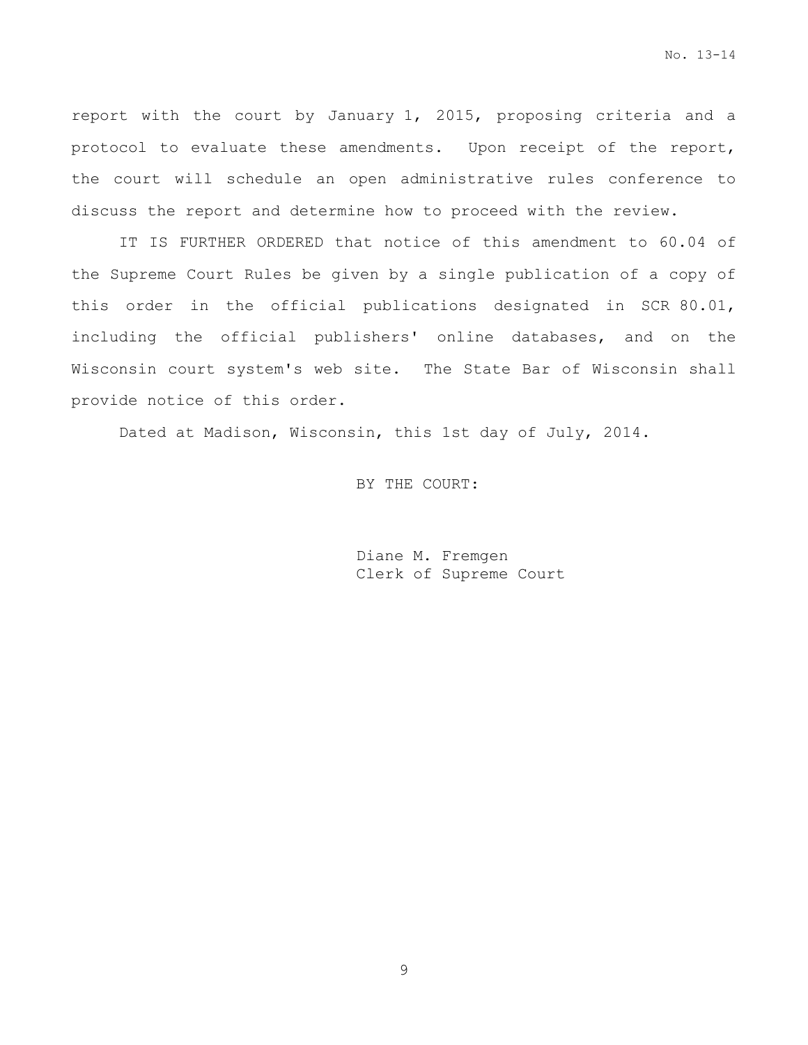report with the court by January 1, 2015, proposing criteria and a protocol to evaluate these amendments. Upon receipt of the report, the court will schedule an open administrative rules conference to discuss the report and determine how to proceed with the review.

IT IS FURTHER ORDERED that notice of this amendment to 60.04 of the Supreme Court Rules be given by a single publication of a copy of this order in the official publications designated in SCR 80.01, including the official publishers' online databases, and on the Wisconsin court system's web site. The State Bar of Wisconsin shall provide notice of this order.

Dated at Madison, Wisconsin, this 1st day of July, 2014.

BY THE COURT:

Diane M. Fremgen
Clerk of Supreme Court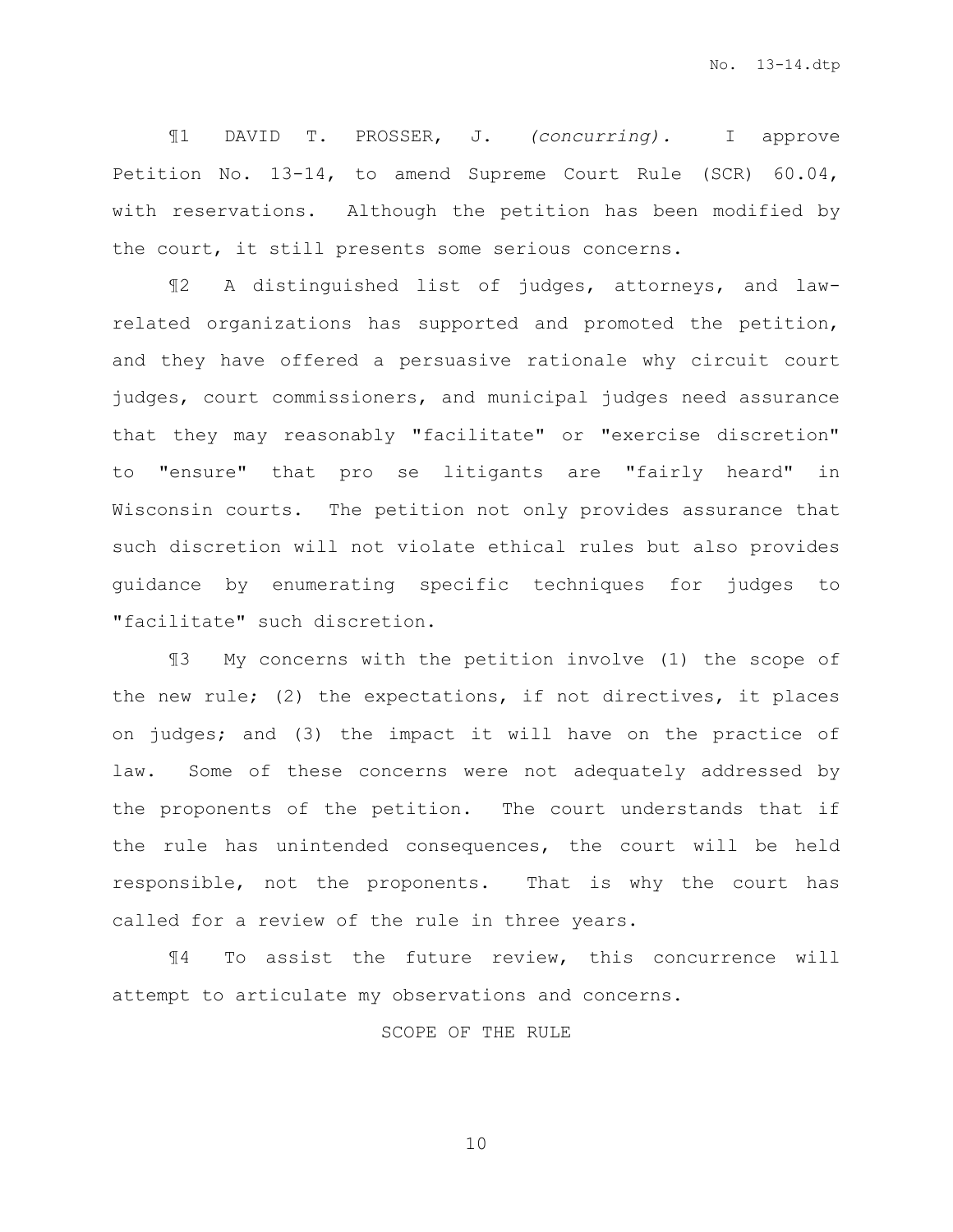¶1 DAVID T. PROSSER, J. *(concurring).* I approve Petition No. 13-14, to amend Supreme Court Rule (SCR) 60.04, with reservations. Although the petition has been modified by the court, it still presents some serious concerns.

¶2 A distinguished list of judges, attorneys, and law-related organizations has supported and promoted the petition, and they have offered a persuasive rationale why circuit court judges, court commissioners, and municipal judges need assurance that they may reasonably "facilitate" or "exercise discretion" to "ensure" that pro se litigants are "fairly heard" in Wisconsin courts. The petition not only provides assurance that such discretion will not violate ethical rules but also provides guidance by enumerating specific techniques for judges to "facilitate" such discretion.

¶3 My concerns with the petition involve (1) the scope of the new rule; (2) the expectations, if not directives, it places on judges; and (3) the impact it will have on the practice of law. Some of these concerns were not adequately addressed by the proponents of the petition. The court understands that if the rule has unintended consequences, the court will be held responsible, not the proponents. That is why the court has called for a review of the rule in three years.

¶4 To assist the future review, this concurrence will attempt to articulate my observations and concerns.

## SCOPE OF THE RULE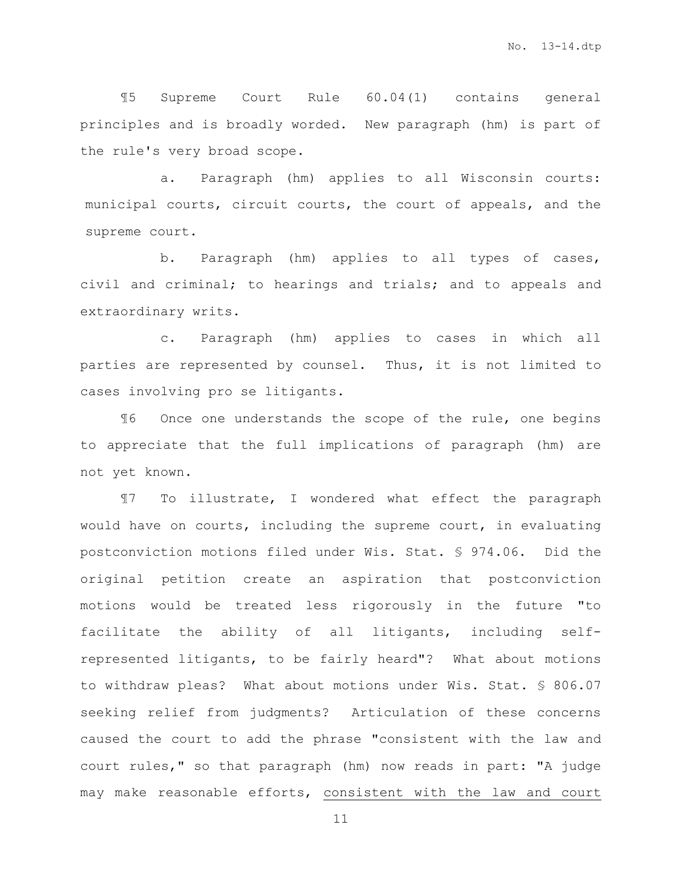¶5 Supreme Court Rule 60.04(1) contains general principles and is broadly worded. New paragraph (hm) is part of the rule's very broad scope.

a. Paragraph (hm) applies to all Wisconsin courts: municipal courts, circuit courts, the court of appeals, and the supreme court.

b. Paragraph (hm) applies to all types of cases, civil and criminal; to hearings and trials; and to appeals and extraordinary writs.

c. Paragraph (hm) applies to cases in which all parties are represented by counsel. Thus, it is not limited to cases involving pro se litigants.

¶6 Once one understands the scope of the rule, one begins to appreciate that the full implications of paragraph (hm) are not yet known.

¶7 To illustrate, I wondered what effect the paragraph would have on courts, including the supreme court, in evaluating postconviction motions filed under Wis. Stat. § 974.06. Did the original petition create an aspiration that postconviction motions would be treated less rigorously in the future "to facilitate the ability of all litigants, including self-represented litigants, to be fairly heard"? What about motions to withdraw pleas? What about motions under Wis. Stat. § 806.07 seeking relief from judgments? Articulation of these concerns caused the court to add the phrase "consistent with the law and court rules," so that paragraph (hm) now reads in part: "A judge may make reasonable efforts, <u>consistent with the law and court</u>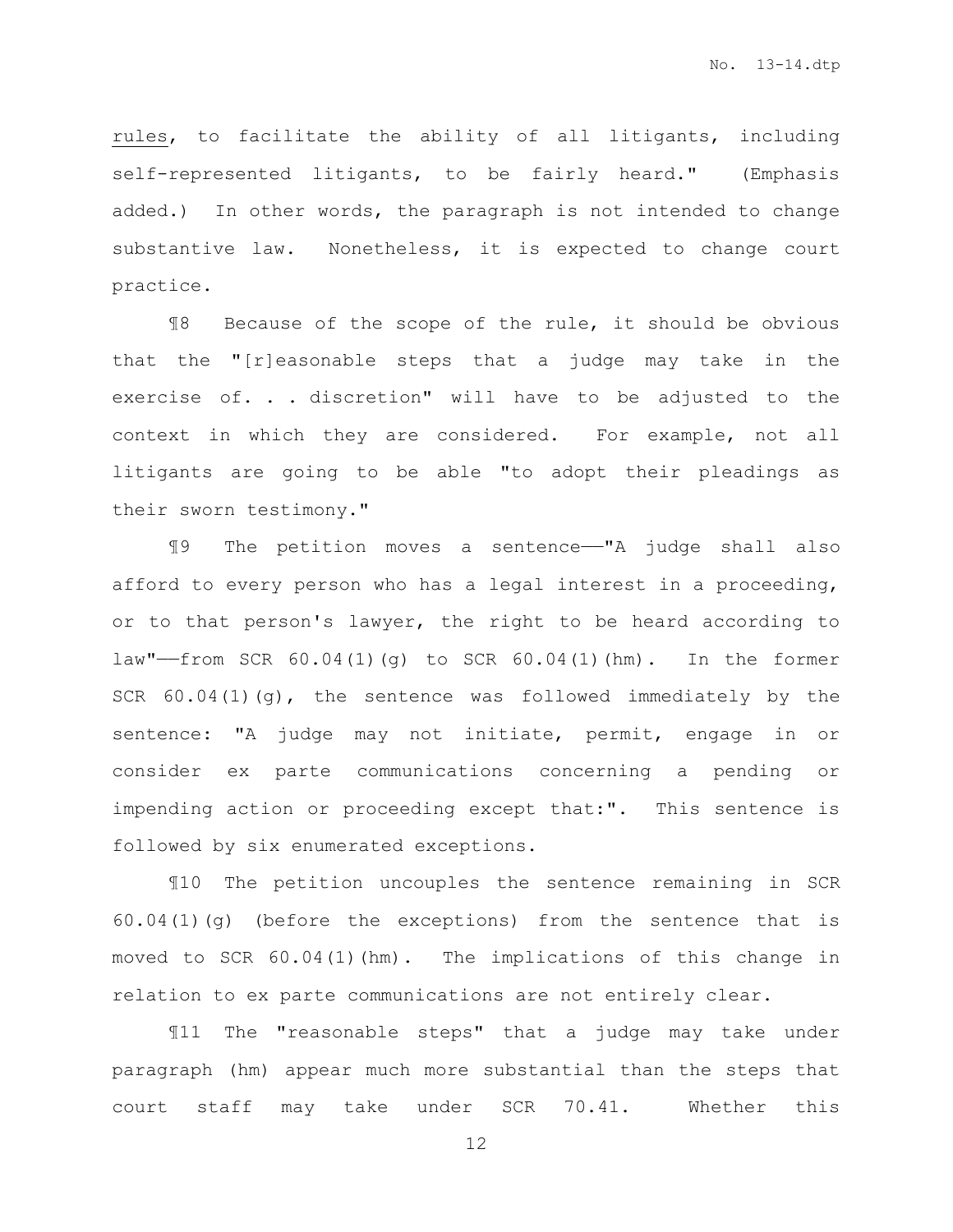rules, to facilitate the ability of all litigants, including self-represented litigants, to be fairly heard." (Emphasis added.) In other words, the paragraph is not intended to change substantive law. Nonetheless, it is expected to change court practice.

¶8 Because of the scope of the rule, it should be obvious that the "[r]easonable steps that a judge may take in the exercise of. . . discretion" will have to be adjusted to the context in which they are considered. For example, not all litigants are going to be able "to adopt their pleadings as their sworn testimony."

¶9 The petition moves a sentence——"A judge shall also afford to every person who has a legal interest in a proceeding, or to that person's lawyer, the right to be heard according to law"——from SCR 60.04(1)(g) to SCR 60.04(1)(hm). In the former SCR 60.04(1)(g), the sentence was followed immediately by the sentence: "A judge may not initiate, permit, engage in or consider ex parte communications concerning a pending or impending action or proceeding except that:". This sentence is followed by six enumerated exceptions.

¶10 The petition uncouples the sentence remaining in SCR 60.04(1)(g) (before the exceptions) from the sentence that is moved to SCR 60.04(1)(hm). The implications of this change in relation to ex parte communications are not entirely clear.

¶11 The "reasonable steps" that a judge may take under paragraph (hm) appear much more substantial than the steps that court staff may take under SCR 70.41. Whether this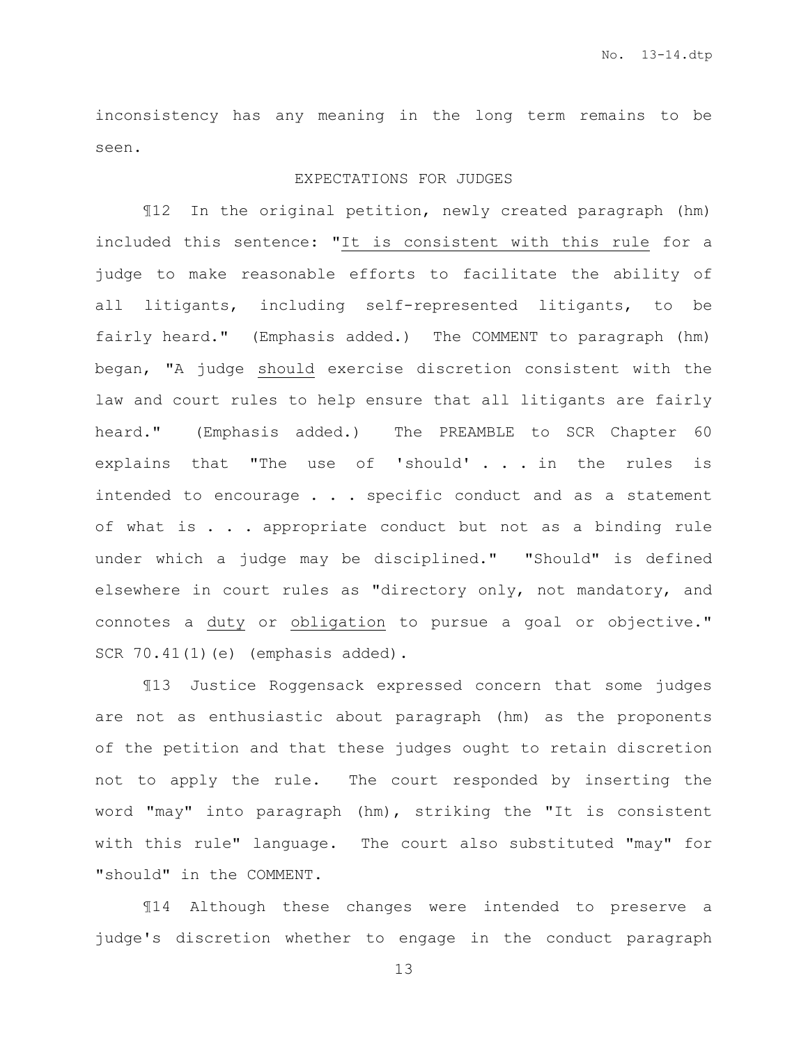inconsistency has any meaning in the long term remains to be seen.

EXPECTATIONS FOR JUDGES

¶12 In the original petition, newly created paragraph (hm) included this sentence: "It is consistent with this rule for a judge to make reasonable efforts to facilitate the ability of all litigants, including self-represented litigants, to be fairly heard." (Emphasis added.) The COMMENT to paragraph (hm) began, "A judge should exercise discretion consistent with the law and court rules to help ensure that all litigants are fairly heard." (Emphasis added.) The PREAMBLE to SCR Chapter 60 explains that "The use of 'should' . . . in the rules is intended to encourage . . . specific conduct and as a statement of what is . . . appropriate conduct but not as a binding rule under which a judge may be disciplined." "Should" is defined elsewhere in court rules as "directory only, not mandatory, and connotes a duty or obligation to pursue a goal or objective." SCR 70.41(1)(e) (emphasis added).

¶13 Justice Roggensack expressed concern that some judges are not as enthusiastic about paragraph (hm) as the proponents of the petition and that these judges ought to retain discretion not to apply the rule. The court responded by inserting the word "may" into paragraph (hm), striking the "It is consistent with this rule" language. The court also substituted "may" for "should" in the COMMENT.

¶14 Although these changes were intended to preserve a judge's discretion whether to engage in the conduct paragraph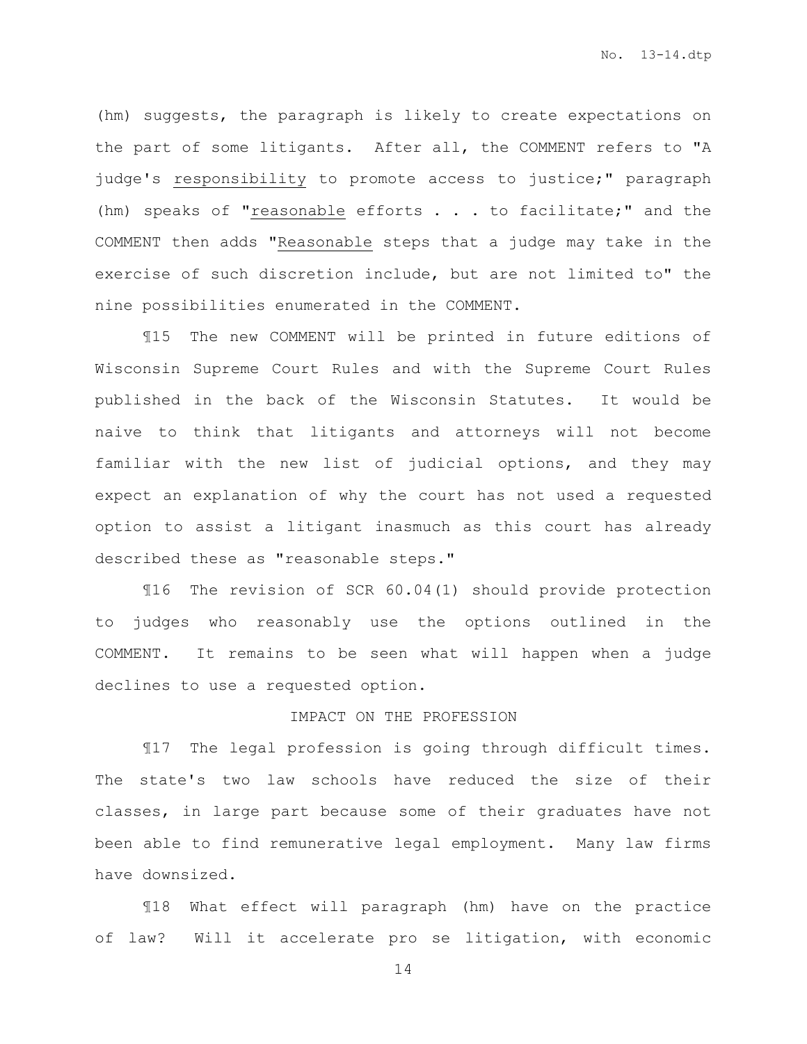(hm) suggests, the paragraph is likely to create expectations on the part of some litigants. After all, the COMMENT refers to "A judge's <u>responsibility</u> to promote access to justice;" paragraph (hm) speaks of "<u>reasonable</u> efforts . . . to facilitate;" and the COMMENT then adds "<u>Reasonable</u> steps that a judge may take in the exercise of such discretion include, but are not limited to" the nine possibilities enumerated in the COMMENT.

¶15 The new COMMENT will be printed in future editions of Wisconsin Supreme Court Rules and with the Supreme Court Rules published in the back of the Wisconsin Statutes. It would be naive to think that litigants and attorneys will not become familiar with the new list of judicial options, and they may expect an explanation of why the court has not used a requested option to assist a litigant inasmuch as this court has already described these as "reasonable steps."

¶16 The revision of SCR 60.04(1) should provide protection to judges who reasonably use the options outlined in the COMMENT. It remains to be seen what will happen when a judge declines to use a requested option.

IMPACT ON THE PROFESSION

¶17 The legal profession is going through difficult times. The state's two law schools have reduced the size of their classes, in large part because some of their graduates have not been able to find remunerative legal employment. Many law firms have downsized.

¶18 What effect will paragraph (hm) have on the practice of law? Will it accelerate pro se litigation, with economic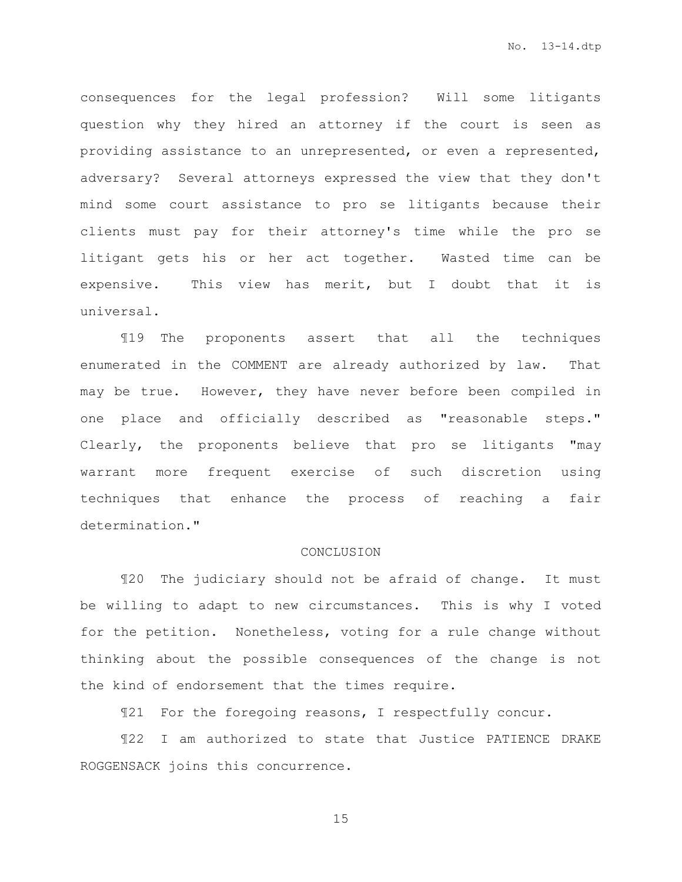consequences for the legal profession? Will some litigants question why they hired an attorney if the court is seen as providing assistance to an unrepresented, or even a represented, adversary? Several attorneys expressed the view that they don't mind some court assistance to pro se litigants because their clients must pay for their attorney's time while the pro se litigant gets his or her act together. Wasted time can be expensive. This view has merit, but I doubt that it is universal.

¶19 The proponents assert that all the techniques enumerated in the COMMENT are already authorized by law. That may be true. However, they have never before been compiled in one place and officially described as "reasonable steps." Clearly, the proponents believe that pro se litigants "may warrant more frequent exercise of such discretion using techniques that enhance the process of reaching a fair determination."

## CONCLUSION

¶20 The judiciary should not be afraid of change. It must be willing to adapt to new circumstances. This is why I voted for the petition. Nonetheless, voting for a rule change without thinking about the possible consequences of the change is not the kind of endorsement that the times require.

¶21 For the foregoing reasons, I respectfully concur.

¶22 I am authorized to state that Justice PATIENCE DRAKE ROGGENSACK joins this concurrence.